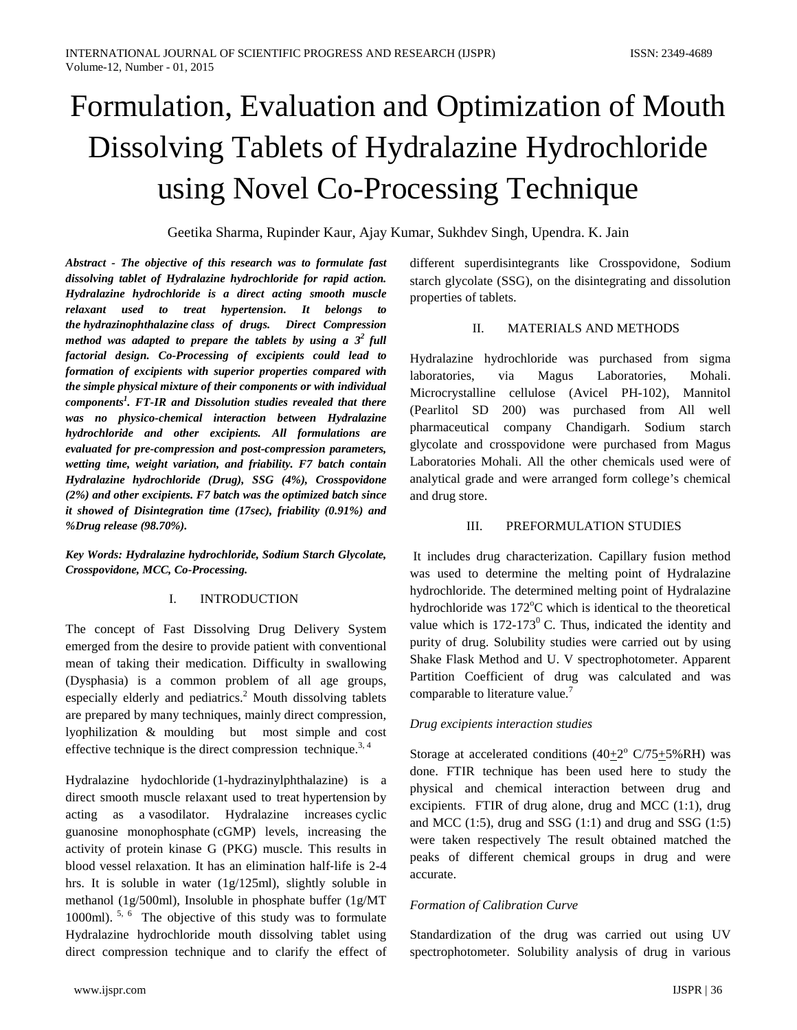# Formulation, Evaluation and Optimization of Mouth Dissolving Tablets of Hydralazine Hydrochloride using Novel Co-Processing Technique

Geetika Sharma, Rupinder Kaur, Ajay Kumar, Sukhdev Singh, Upendra. K. Jain

***Abstract - The objective of this research was to formulate fast dissolving tablet of Hydralazine hydrochloride for rapid action. Hydralazine hydrochloride is a direct acting smooth muscle relaxant used to treat hypertension. It belongs to the hydrazinophthalazine class of drugs. Direct Compression method was adapted to prepare the tablets by using a $3^2$ full factorial design. Co-Processing of excipients could lead to formation of excipients with superior properties compared with the simple physical mixture of their components or with individual components[1]. FT-IR and Dissolution studies revealed that there was no physico-chemical interaction between Hydralazine hydrochloride and other excipients. All formulations are evaluated for pre-compression and post-compression parameters, wetting time, weight variation, and friability. F7 batch contain Hydralazine hydrochloride (Drug), SSG (4%), Crosspovidone (2%) and other excipients. F7 batch was the optimized batch since it showed of Disintegration time (17sec), friability (0.91%) and %Drug release (98.70%).***

***Key Words: Hydralazine hydrochloride, Sodium Starch Glycolate, Crosspovidone, MCC, Co-Processing.***

## I. INTRODUCTION

The concept of Fast Dissolving Drug Delivery System emerged from the desire to provide patient with conventional mean of taking their medication. Difficulty in swallowing (Dysphasia) is a common problem of all age groups, especially elderly and pediatrics.[2] Mouth dissolving tablets are prepared by many techniques, mainly direct compression, lyophilization & moulding but most simple and cost effective technique is the direct compression technique.[3, 4]

Hydralazine hydochloride (1-hydrazinylphthalazine) is a direct smooth muscle relaxant used to treat hypertension by acting as a vasodilator. Hydralazine increases cyclic guanosine monophosphate (cGMP) levels, increasing the activity of protein kinase G (PKG) muscle. This results in blood vessel relaxation. It has an elimination half-life is 2-4 hrs. It is soluble in water (1g/125ml), slightly soluble in methanol (1g/500ml), Insoluble in phosphate buffer (1g/MT 1000ml). [5, 6] The objective of this study was to formulate Hydralazine hydrochloride mouth dissolving tablet using direct compression technique and to clarify the effect of different superdisintegrants like Crosspovidone, Sodium starch glycolate (SSG), on the disintegrating and dissolution properties of tablets.

## II. MATERIALS AND METHODS

Hydralazine hydrochloride was purchased from sigma laboratories, via Magus Laboratories, Mohali. Microcrystalline cellulose (Avicel PH-102), Mannitol (Pearlitol SD 200) was purchased from All well pharmaceutical company Chandigarh. Sodium starch glycolate and crosspovidone were purchased from Magus Laboratories Mohali. All the other chemicals used were of analytical grade and were arranged form college's chemical and drug store.

## III. PREFORMULATION STUDIES

It includes drug characterization. Capillary fusion method was used to determine the melting point of Hydralazine hydrochloride. The determined melting point of Hydralazine hydrochloride was 172$^o$C which is identical to the theoretical value which is 172-173$^0$ C. Thus, indicated the identity and purity of drug. Solubility studies were carried out by using Shake Flask Method and U. V spectrophotometer. Apparent Partition Coefficient of drug was calculated and was comparable to literature value.[7]

### *Drug excipients interaction studies*

Storage at accelerated conditions (40$\pm$2$^o$ C/75$\pm$5%RH) was done. FTIR technique has been used here to study the physical and chemical interaction between drug and excipients. FTIR of drug alone, drug and MCC (1:1), drug and MCC (1:5), drug and SSG (1:1) and drug and SSG (1:5) were taken respectively The result obtained matched the peaks of different chemical groups in drug and were accurate.

### *Formation of Calibration Curve*

Standardization of the drug was carried out using UV spectrophotometer. Solubility analysis of drug in various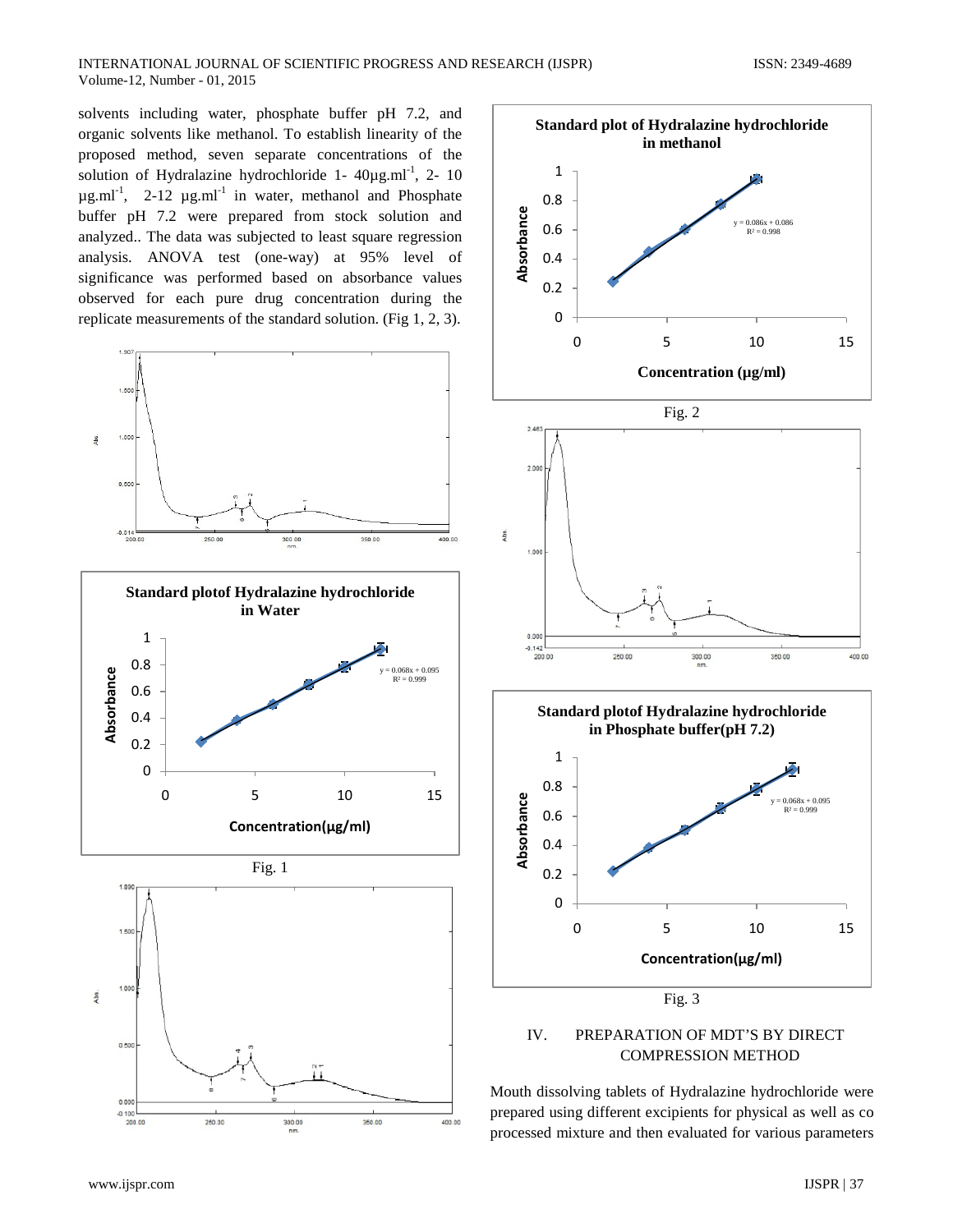solvents including water, phosphate buffer pH 7.2, and organic solvents like methanol. To establish linearity of the proposed method, seven separate concentrations of the solution of Hydralazine hydrochloride 1- 40µg.ml$^{-1}$, 2- 10 µg.ml$^{-1}$, 2-12 µg.ml$^{-1}$ in water, methanol and Phosphate buffer pH 7.2 were prepared from stock solution and analyzed.. The data was subjected to least square regression analysis. ANOVA test (one-way) at 95% level of significance was performed based on absorbance values observed for each pure drug concentration during the replicate measurements of the standard solution. (Fig 1, 2, 3).

Fig. 1

Fig. 2

Fig. 3

## IV. PREPARATION OF MDT'S BY DIRECT COMPRESSION METHOD

Mouth dissolving tablets of Hydralazine hydrochloride were prepared using different excipients for physical as well as co processed mixture and then evaluated for various parameters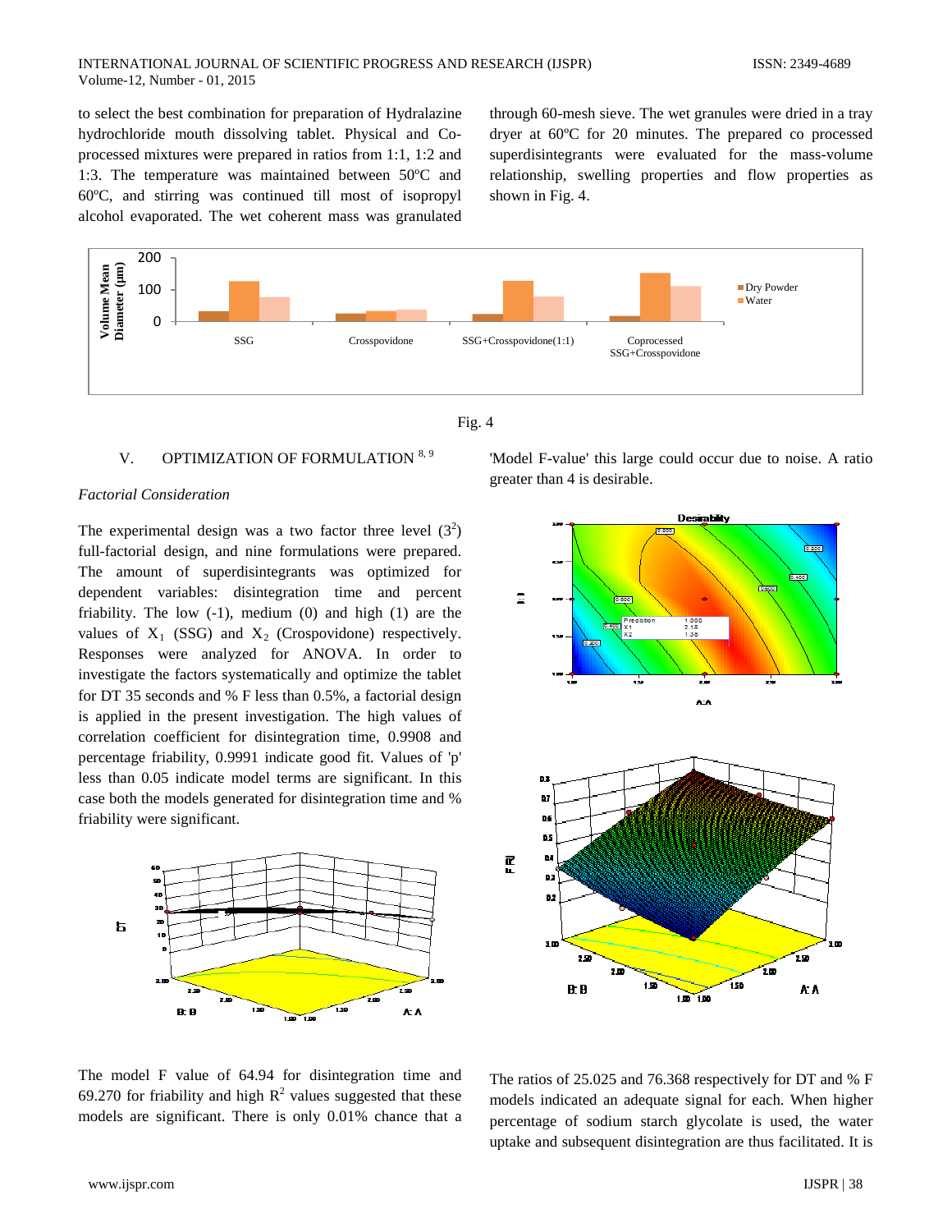to select the best combination for preparation of Hydralazine hydrochloride mouth dissolving tablet. Physical and Co-processed mixtures were prepared in ratios from 1:1, 1:2 and 1:3. The temperature was maintained between 50ºC and 60ºC, and stirring was continued till most of isopropyl alcohol evaporated. The wet coherent mass was granulated through 60-mesh sieve. The wet granules were dried in a tray dryer at 60ºC for 20 minutes. The prepared co processed superdisintegrants were evaluated for the mass-volume relationship, swelling properties and flow properties as shown in Fig. 4.

Fig. 4

## V. OPTIMIZATION OF FORMULATION [8, 9]

*Factorial Consideration*

The experimental design was a two factor three level ($3^2$) full-factorial design, and nine formulations were prepared. The amount of superdisintegrants was optimized for dependent variables: disintegration time and percent friability. The low (-1), medium (0) and high (1) are the values of $X_1$ (SSG) and $X_2$ (Crospovidone) respectively. Responses were analyzed for ANOVA. In order to investigate the factors systematically and optimize the tablet for DT 35 seconds and % F less than 0.5%, a factorial design is applied in the present investigation. The high values of correlation coefficient for disintegration time, 0.9908 and percentage friability, 0.9991 indicate good fit. Values of 'p' less than 0.05 indicate model terms are significant. In this case both the models generated for disintegration time and % friability were significant.

The model F value of 64.94 for disintegration time and 69.270 for friability and high $R^2$ values suggested that these models are significant. There is only 0.01% chance that a 'Model F-value' this large could occur due to noise. A ratio greater than 4 is desirable.

The ratios of 25.025 and 76.368 respectively for DT and % F models indicated an adequate signal for each. When higher percentage of sodium starch glycolate is used, the water uptake and subsequent disintegration are thus facilitated. It is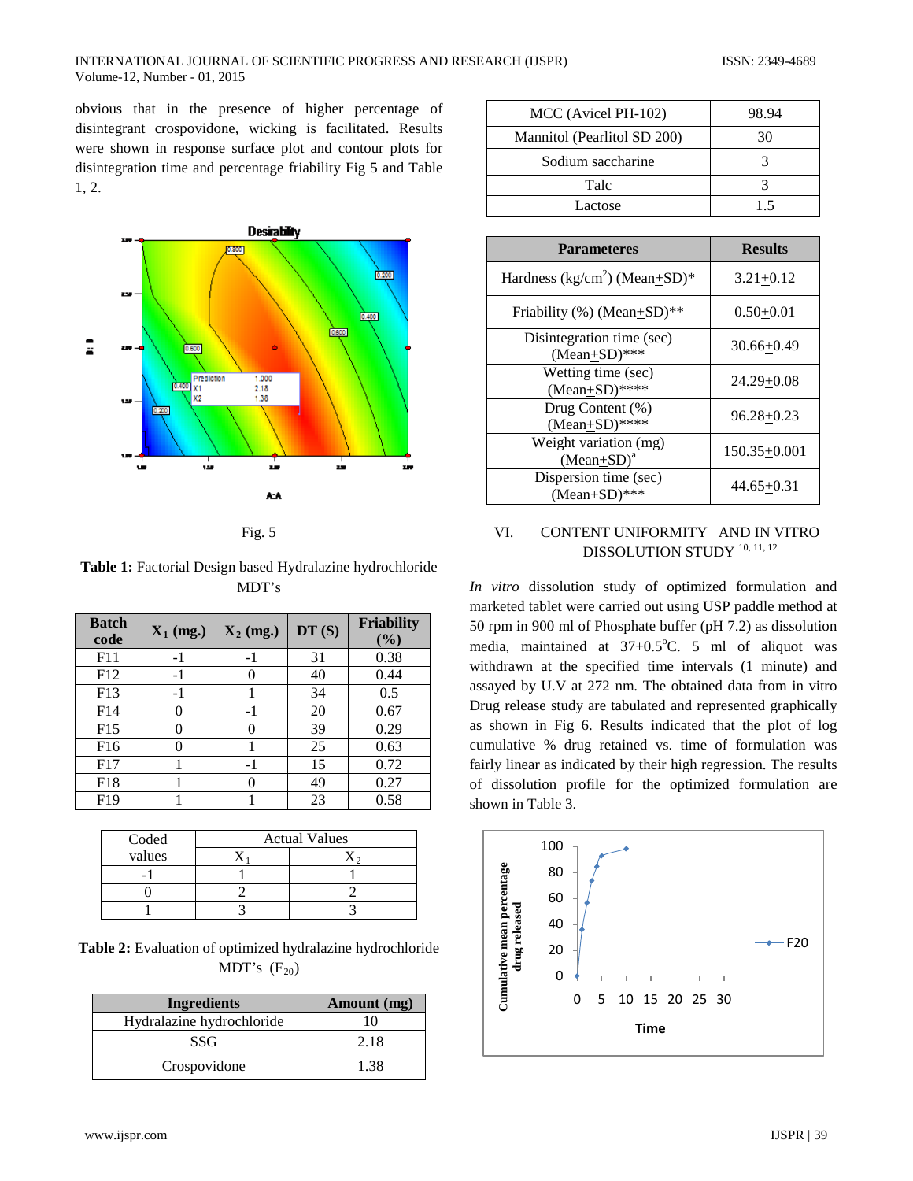obvious that in the presence of higher percentage of disintegrant crospovidone, wicking is facilitated. Results were shown in response surface plot and contour plots for disintegration time and percentage friability Fig 5 and Table 1, 2.

Fig. 5

**Table 1:** Factorial Design based Hydralazine hydrochloride MDT's

| Batch code | $X_1$ (mg.) | $X_2$ (mg.) | DT (S) | Friability (%) |
|---|---|---|---|---|
| F11 | -1 | -1 | 31 | 0.38 |
| F12 | -1 | 0 | 40 | 0.44 |
| F13 | -1 | 1 | 34 | 0.5 |
| F14 | 0 | -1 | 20 | 0.67 |
| F15 | 0 | 0 | 39 | 0.29 |
| F16 | 0 | 1 | 25 | 0.63 |
| F17 | 1 | -1 | 15 | 0.72 |
| F18 | 1 | 0 | 49 | 0.27 |
| F19 | 1 | 1 | 23 | 0.58 |

| Coded values | Actual Values | |
|---|---|---|
| | $X_1$ | $X_2$ |
| -1 | 1 | 1 |
| 0 | 2 | 2 |
| 1 | 3 | 3 |

**Table 2:** Evaluation of optimized hydralazine hydrochloride MDT's ($F_{20}$)

| Ingredients | Amount (mg) |
|---|---|
| Hydralazine hydrochloride | 10 |
| SSG | 2.18 |
| Crospovidone | 1.38 |
| MCC (Avicel PH-102) | 98.94 |
| Mannitol (Pearlitol SD 200) | 30 |
| Sodium saccharine | 3 |
| Talc | 3 |
| Lactose | 1.5 |

| Parameteres | Results |
|---|---|
| Hardness (kg/cm$^2$) (Mean±SD)* | 3.21±0.12 |
| Friability (%) (Mean±SD)** | 0.50±0.01 |
| Disintegration time (sec) (Mean±SD)*** | 30.66±0.49 |
| Wetting time (sec) (Mean±SD)**** | 24.29±0.08 |
| Drug Content (%) (Mean±SD)**** | 96.28±0.23 |
| Weight variation (mg) (Mean±SD)[a] | 150.35±0.001 |
| Dispersion time (sec) (Mean±SD)*** | 44.65±0.31 |

## VI. CONTENT UNIFORMITY AND IN VITRO DISSOLUTION STUDY [10, 11, 12]

*In vitro* dissolution study of optimized formulation and marketed tablet were carried out using USP paddle method at 50 rpm in 900 ml of Phosphate buffer (pH 7.2) as dissolution media, maintained at 37±0.5°C. 5 ml of aliquot was withdrawn at the specified time intervals (1 minute) and assayed by U.V at 272 nm. The obtained data from in vitro Drug release study are tabulated and represented graphically as shown in Fig 6. Results indicated that the plot of log cumulative % drug retained vs. time of formulation was fairly linear as indicated by their high regression. The results of dissolution profile for the optimized formulation are shown in Table 3.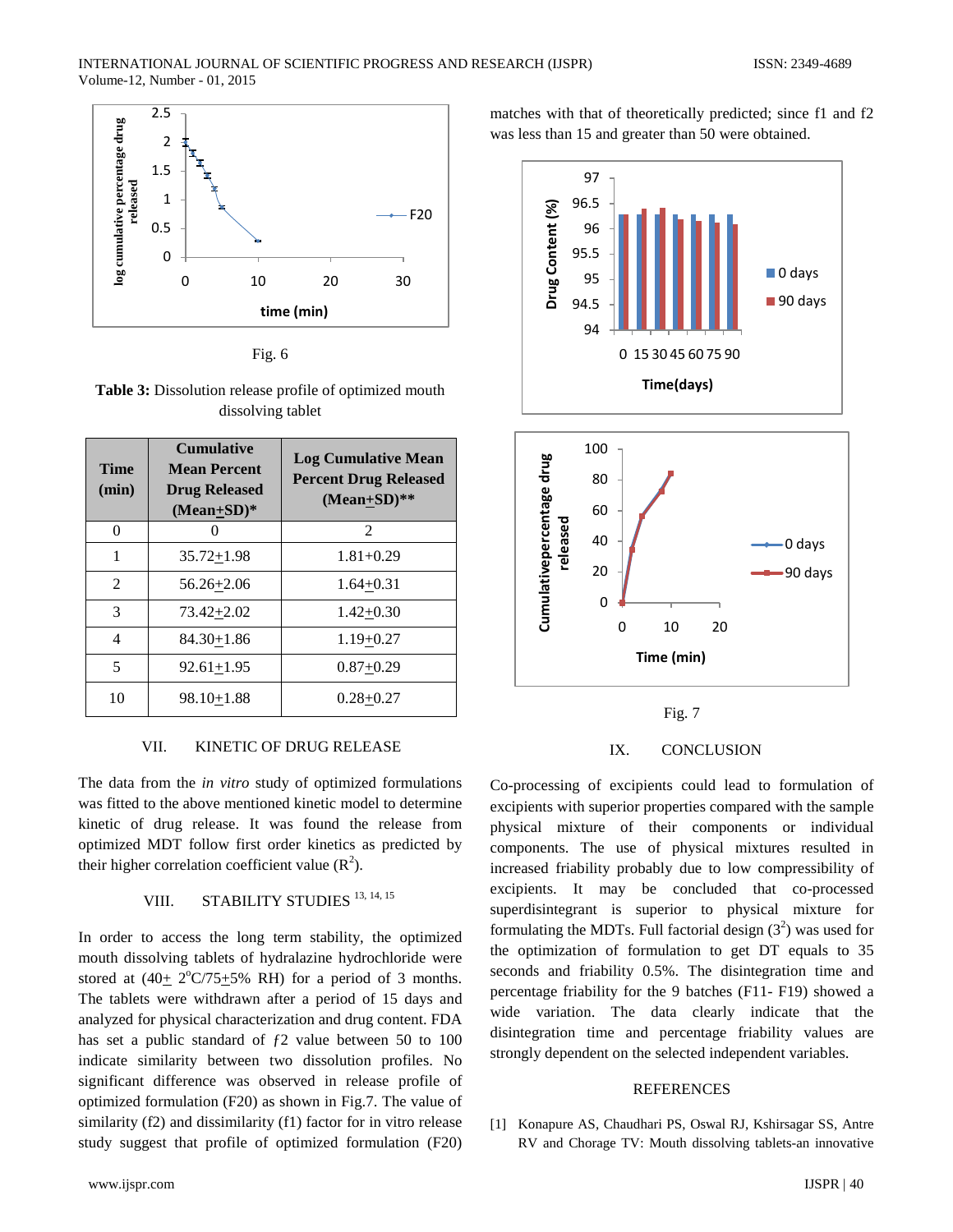Fig. 6

**Table 3:** Dissolution release profile of optimized mouth dissolving tablet

| Time (min) | Cumulative Mean Percent Drug Released (Mean+SD)* | Log Cumulative Mean Percent Drug Released (Mean+SD)** |
|---|---|---|
| 0 | 0 | 2 |
| 1 | 35.72+1.98 | 1.81+0.29 |
| 2 | 56.26+2.06 | 1.64+0.31 |
| 3 | 73.42+2.02 | 1.42+0.30 |
| 4 | 84.30+1.86 | 1.19+0.27 |
| 5 | 92.61+1.95 | 0.87+0.29 |
| 10 | 98.10+1.88 | 0.28+0.27 |

## VII. KINETIC OF DRUG RELEASE

The data from the *in vitro* study of optimized formulations was fitted to the above mentioned kinetic model to determine kinetic of drug release. It was found the release from optimized MDT follow first order kinetics as predicted by their higher correlation coefficient value ($R^2$).

## VIII. STABILITY STUDIES [13, 14, 15]

In order to access the long term stability, the optimized mouth dissolving tablets of hydralazine hydrochloride were stored at (40+ 2°C/75+5% RH) for a period of 3 months. The tablets were withdrawn after a period of 15 days and analyzed for physical characterization and drug content. FDA has set a public standard of $f2$ value between 50 to 100 indicate similarity between two dissolution profiles. No significant difference was observed in release profile of optimized formulation (F20) as shown in Fig.7. The value of similarity (f2) and dissimilarity (f1) factor for in vitro release study suggest that profile of optimized formulation (F20) matches with that of theoretically predicted; since f1 and f2 was less than 15 and greater than 50 were obtained.

Fig. 7

## IX. CONCLUSION

Co-processing of excipients could lead to formulation of excipients with superior properties compared with the sample physical mixture of their components or individual components. The use of physical mixtures resulted in increased friability probably due to low compressibility of excipients. It may be concluded that co-processed superdisintegrant is superior to physical mixture for formulating the MDTs. Full factorial design ($3^2$) was used for the optimization of formulation to get DT equals to 35 seconds and friability 0.5%. The disintegration time and percentage friability for the 9 batches (F11- F19) showed a wide variation. The data clearly indicate that the disintegration time and percentage friability values are strongly dependent on the selected independent variables.

## REFERENCES

[1] Konapure AS, Chaudhari PS, Oswal RJ, Kshirsagar SS, Antre RV and Chorage TV: Mouth dissolving tablets-an innovative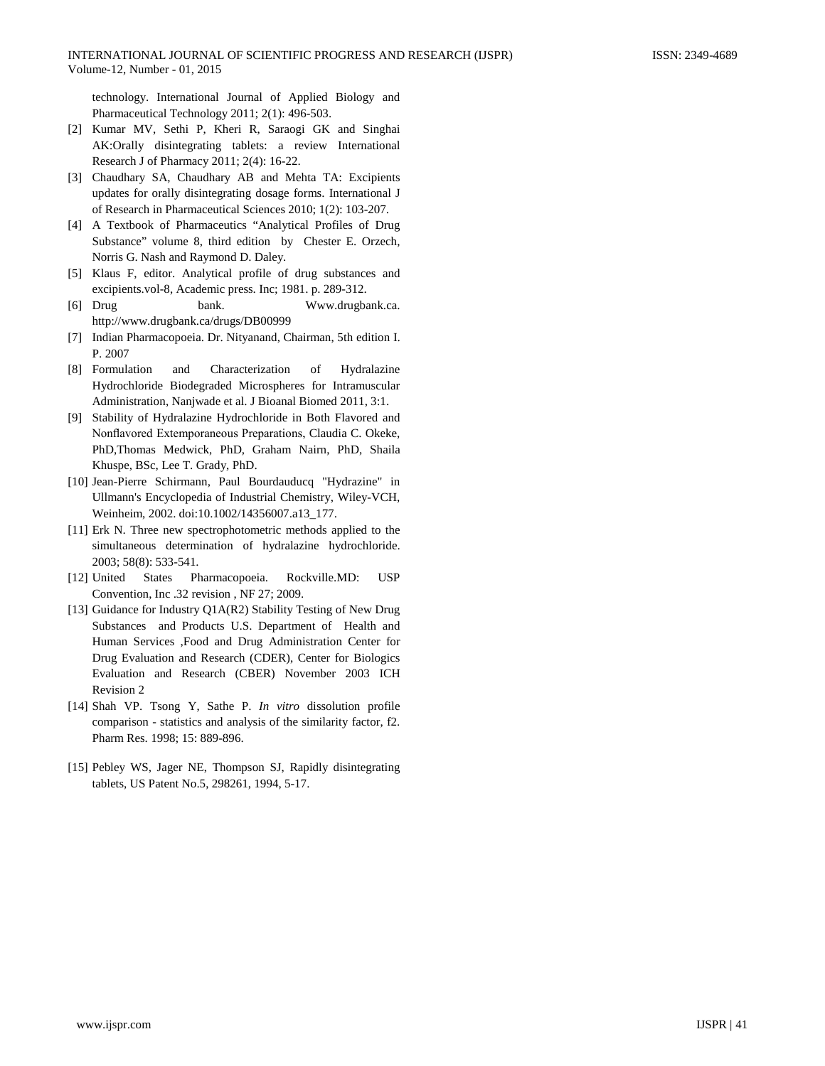technology. International Journal of Applied Biology and Pharmaceutical Technology 2011; 2(1): 496-503.

[2] Kumar MV, Sethi P, Kheri R, Saraogi GK and Singhai AK:Orally disintegrating tablets: a review International Research J of Pharmacy 2011; 2(4): 16-22.

[3] Chaudhary SA, Chaudhary AB and Mehta TA: Excipients updates for orally disintegrating dosage forms. International J of Research in Pharmaceutical Sciences 2010; 1(2): 103-207.

[4] A Textbook of Pharmaceutics "Analytical Profiles of Drug Substance" volume 8, third edition by Chester E. Orzech, Norris G. Nash and Raymond D. Daley.

[5] Klaus F, editor. Analytical profile of drug substances and excipients.vol-8, Academic press. Inc; 1981. p. 289-312.

[6] Drug bank. Www.drugbank.ca. http://www.drugbank.ca/drugs/DB00999

[7] Indian Pharmacopoeia. Dr. Nityanand, Chairman, 5th edition I. P. 2007

[8] Formulation and Characterization of Hydralazine Hydrochloride Biodegraded Microspheres for Intramuscular Administration, Nanjwade et al. J Bioanal Biomed 2011, 3:1.

[9] Stability of Hydralazine Hydrochloride in Both Flavored and Nonflavored Extemporaneous Preparations, Claudia C. Okeke, PhD,Thomas Medwick, PhD, Graham Nairn, PhD, Shaila Khuspe, BSc, Lee T. Grady, PhD.

[10] Jean-Pierre Schirmann, Paul Bourdauducq "Hydrazine" in Ullmann's Encyclopedia of Industrial Chemistry, Wiley-VCH, Weinheim, 2002. doi:10.1002/14356007.a13_177.

[11] Erk N. Three new spectrophotometric methods applied to the simultaneous determination of hydralazine hydrochloride. 2003; 58(8): 533-541.

[12] United States Pharmacopoeia. Rockville.MD: USP Convention, Inc .32 revision , NF 27; 2009.

[13] Guidance for Industry Q1A(R2) Stability Testing of New Drug Substances and Products U.S. Department of Health and Human Services ,Food and Drug Administration Center for Drug Evaluation and Research (CDER), Center for Biologics Evaluation and Research (CBER) November 2003 ICH Revision 2

[14] Shah VP. Tsong Y, Sathe P. *In vitro* dissolution profile comparison - statistics and analysis of the similarity factor, f2. Pharm Res. 1998; 15: 889-896.

[15] Pebley WS, Jager NE, Thompson SJ, Rapidly disintegrating tablets, US Patent No.5, 298261, 1994, 5-17.